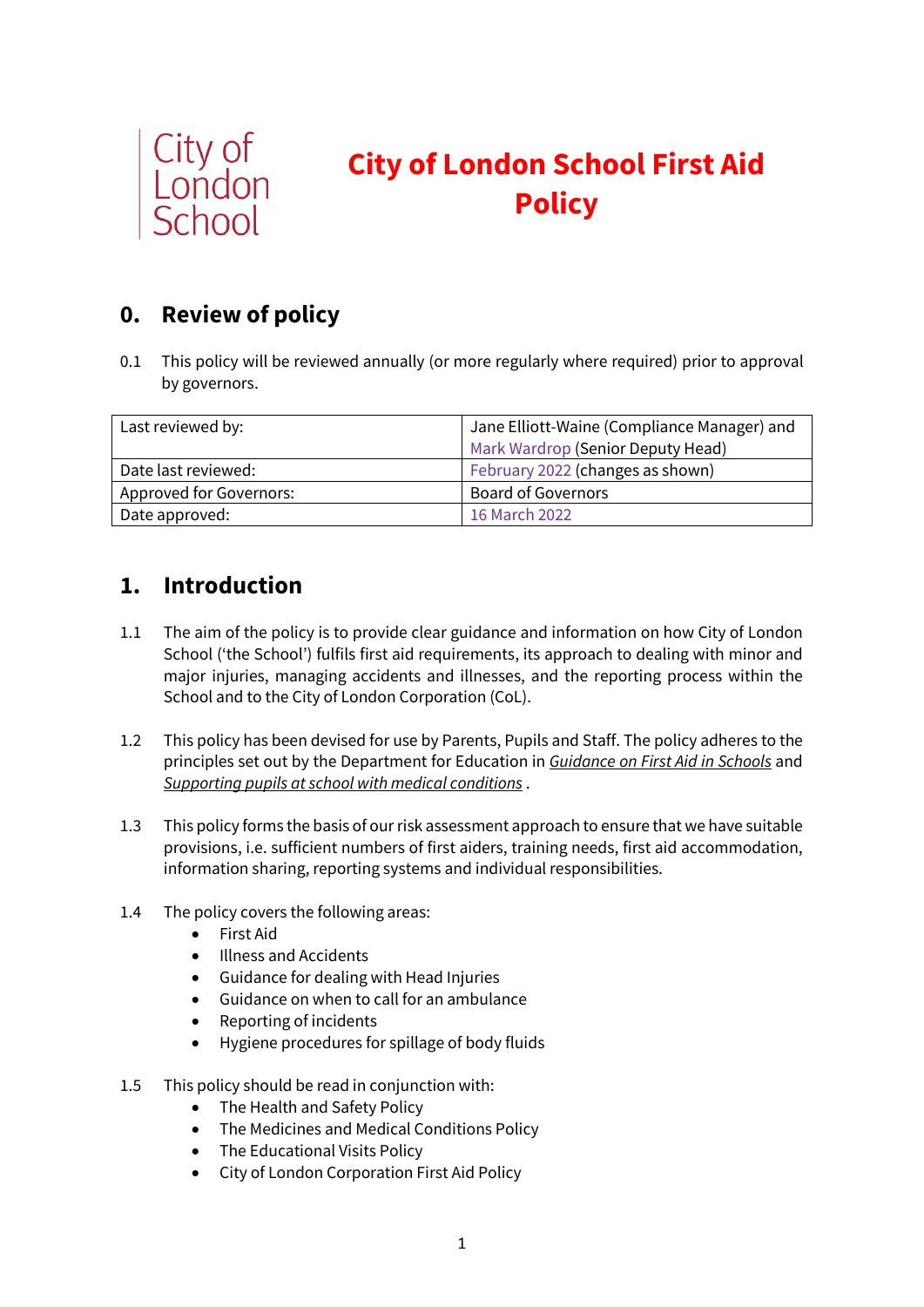City of London School

# City of London School First Aid Policy

## 0. Review of policy

0.1 This policy will be reviewed annually (or more regularly where required) prior to approval by governors.

| Last reviewed by: | Jane Elliott-Waine (Compliance Manager) and Mark Wardrop (Senior Deputy Head) |
|---|---|
| Date last reviewed: | February 2022 (changes as shown) |
| Approved for Governors: | Board of Governors |
| Date approved: | 16 March 2022 |

## 1. Introduction

1.1 The aim of the policy is to provide clear guidance and information on how City of London School ('the School') fulfils first aid requirements, its approach to dealing with minor and major injuries, managing accidents and illnesses, and the reporting process within the School and to the City of London Corporation (CoL).

1.2 This policy has been devised for use by Parents, Pupils and Staff. The policy adheres to the principles set out by the Department for Education in *Guidance on First Aid in Schools* and *Supporting pupils at school with medical conditions* .

1.3 This policy forms the basis of our risk assessment approach to ensure that we have suitable provisions, i.e. sufficient numbers of first aiders, training needs, first aid accommodation, information sharing, reporting systems and individual responsibilities.

1.4 The policy covers the following areas:

- First Aid
- Illness and Accidents
- Guidance for dealing with Head Injuries
- Guidance on when to call for an ambulance
- Reporting of incidents
- Hygiene procedures for spillage of body fluids

1.5 This policy should be read in conjunction with:

- The Health and Safety Policy
- The Medicines and Medical Conditions Policy
- The Educational Visits Policy
- City of London Corporation First Aid Policy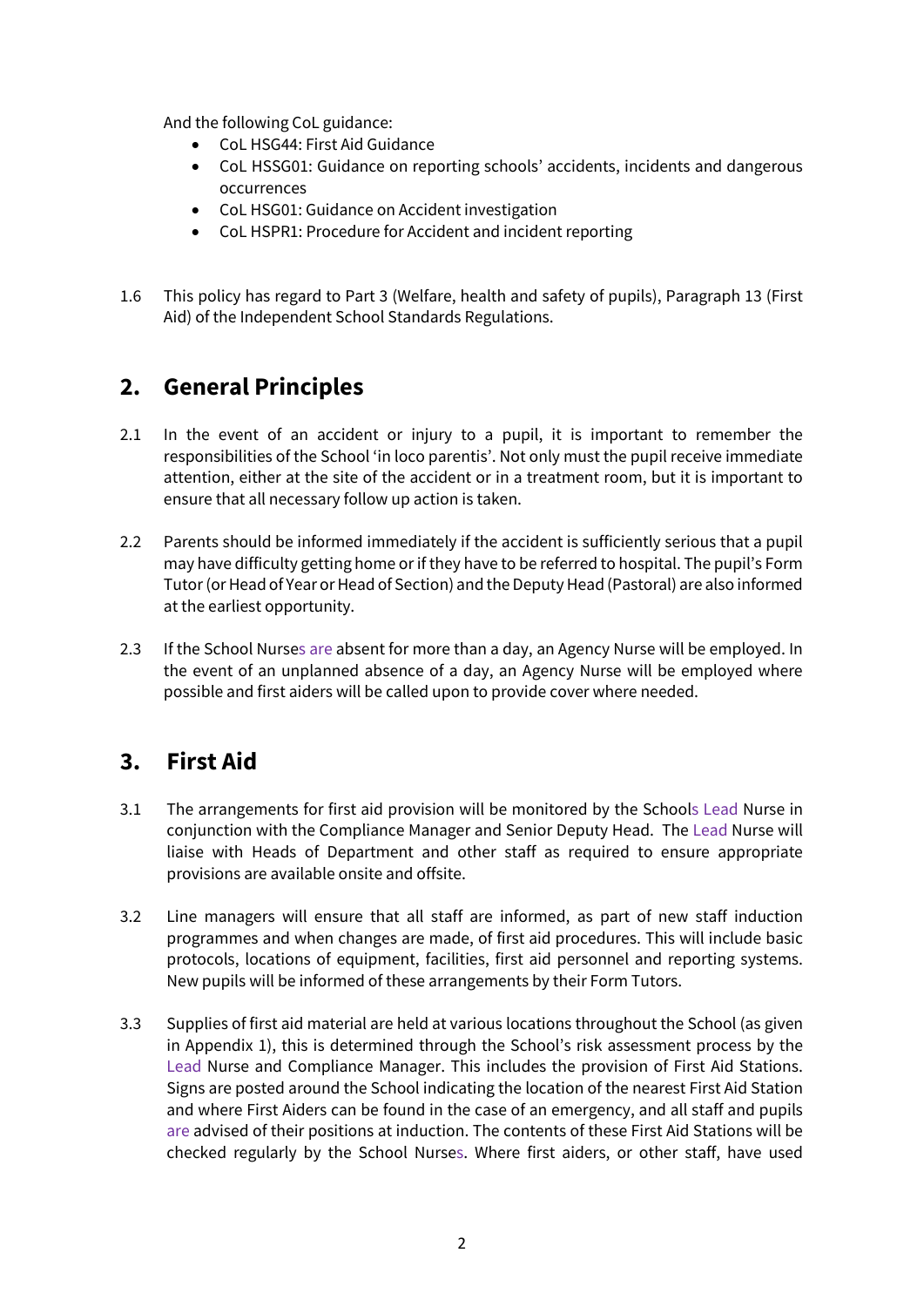And the following CoL guidance:

- CoL HSG44: First Aid Guidance
- CoL HSSG01: Guidance on reporting schools' accidents, incidents and dangerous occurrences
- CoL HSG01: Guidance on Accident investigation
- CoL HSPR1: Procedure for Accident and incident reporting

1.6 This policy has regard to Part 3 (Welfare, health and safety of pupils), Paragraph 13 (First Aid) of the Independent School Standards Regulations.

## 2. General Principles

2.1 In the event of an accident or injury to a pupil, it is important to remember the responsibilities of the School 'in loco parentis'. Not only must the pupil receive immediate attention, either at the site of the accident or in a treatment room, but it is important to ensure that all necessary follow up action is taken.

2.2 Parents should be informed immediately if the accident is sufficiently serious that a pupil may have difficulty getting home or if they have to be referred to hospital. The pupil's Form Tutor (or Head of Year or Head of Section) and the Deputy Head (Pastoral) are also informed at the earliest opportunity.

2.3 If the School Nurses are absent for more than a day, an Agency Nurse will be employed. In the event of an unplanned absence of a day, an Agency Nurse will be employed where possible and first aiders will be called upon to provide cover where needed.

## 3. First Aid

3.1 The arrangements for first aid provision will be monitored by the Schools Lead Nurse in conjunction with the Compliance Manager and Senior Deputy Head. The Lead Nurse will liaise with Heads of Department and other staff as required to ensure appropriate provisions are available onsite and offsite.

3.2 Line managers will ensure that all staff are informed, as part of new staff induction programmes and when changes are made, of first aid procedures. This will include basic protocols, locations of equipment, facilities, first aid personnel and reporting systems. New pupils will be informed of these arrangements by their Form Tutors.

3.3 Supplies of first aid material are held at various locations throughout the School (as given in Appendix 1), this is determined through the School's risk assessment process by the Lead Nurse and Compliance Manager. This includes the provision of First Aid Stations. Signs are posted around the School indicating the location of the nearest First Aid Station and where First Aiders can be found in the case of an emergency, and all staff and pupils are advised of their positions at induction. The contents of these First Aid Stations will be checked regularly by the School Nurses. Where first aiders, or other staff, have used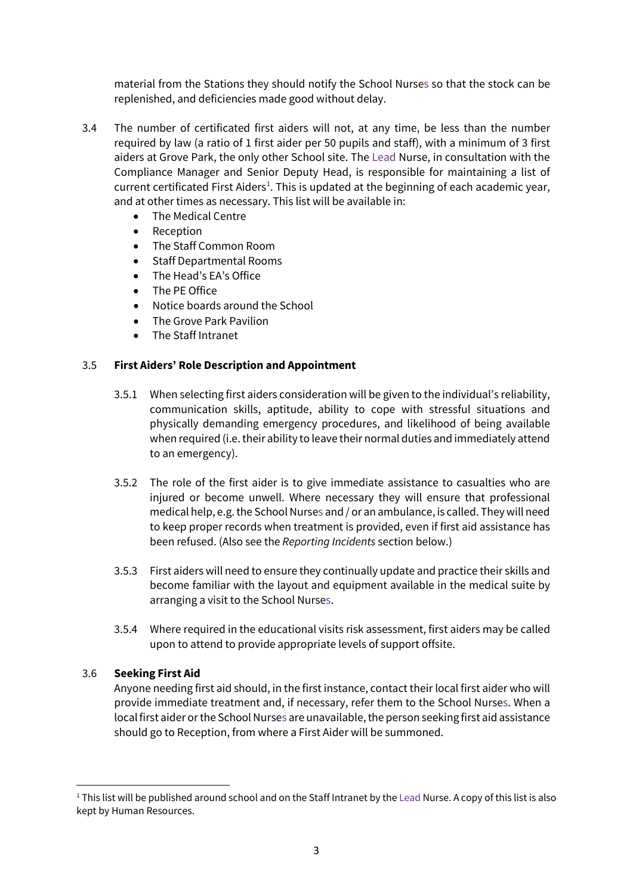material from the Stations they should notify the School Nurses so that the stock can be replenished, and deficiencies made good without delay.

3.4 The number of certificated first aiders will not, at any time, be less than the number required by law (a ratio of 1 first aider per 50 pupils and staff), with a minimum of 3 first aiders at Grove Park, the only other School site. The Lead Nurse, in consultation with the Compliance Manager and Senior Deputy Head, is responsible for maintaining a list of current certificated First Aiders[1]. This is updated at the beginning of each academic year, and at other times as necessary. This list will be available in:

- The Medical Centre
- Reception
- The Staff Common Room
- Staff Departmental Rooms
- The Head's EA's Office
- The PE Office
- Notice boards around the School
- The Grove Park Pavilion
- The Staff Intranet

### 3.5 First Aiders' Role Description and Appointment

3.5.1 When selecting first aiders consideration will be given to the individual's reliability, communication skills, aptitude, ability to cope with stressful situations and physically demanding emergency procedures, and likelihood of being available when required (i.e. their ability to leave their normal duties and immediately attend to an emergency).

3.5.2 The role of the first aider is to give immediate assistance to casualties who are injured or become unwell. Where necessary they will ensure that professional medical help, e.g. the School Nurses and / or an ambulance, is called. They will need to keep proper records when treatment is provided, even if first aid assistance has been refused. (Also see the *Reporting Incidents* section below.)

3.5.3 First aiders will need to ensure they continually update and practice their skills and become familiar with the layout and equipment available in the medical suite by arranging a visit to the School Nurses.

3.5.4 Where required in the educational visits risk assessment, first aiders may be called upon to attend to provide appropriate levels of support offsite.

### 3.6 Seeking First Aid

Anyone needing first aid should, in the first instance, contact their local first aider who will provide immediate treatment and, if necessary, refer them to the School Nurses. When a local first aider or the School Nurses are unavailable, the person seeking first aid assistance should go to Reception, from where a First Aider will be summoned.

---

[1] This list will be published around school and on the Staff Intranet by the Lead Nurse. A copy of this list is also kept by Human Resources.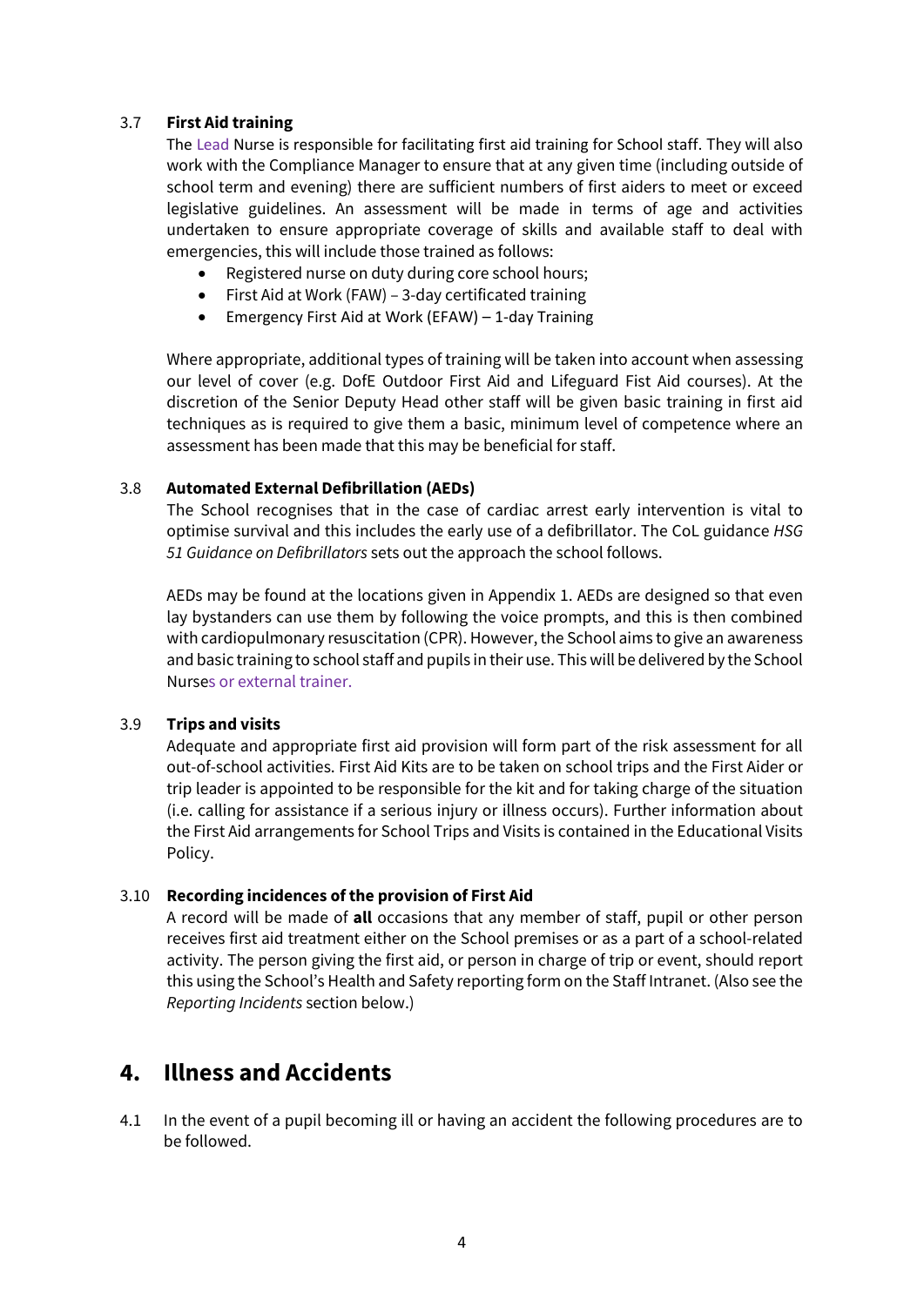### 3.7 First Aid training

The Lead Nurse is responsible for facilitating first aid training for School staff. They will also work with the Compliance Manager to ensure that at any given time (including outside of school term and evening) there are sufficient numbers of first aiders to meet or exceed legislative guidelines. An assessment will be made in terms of age and activities undertaken to ensure appropriate coverage of skills and available staff to deal with emergencies, this will include those trained as follows:

- Registered nurse on duty during core school hours;
- First Aid at Work (FAW) – 3-day certificated training
- Emergency First Aid at Work (EFAW) – 1-day Training

Where appropriate, additional types of training will be taken into account when assessing our level of cover (e.g. DofE Outdoor First Aid and Lifeguard Fist Aid courses). At the discretion of the Senior Deputy Head other staff will be given basic training in first aid techniques as is required to give them a basic, minimum level of competence where an assessment has been made that this may be beneficial for staff.

### 3.8 Automated External Defibrillation (AEDs)

The School recognises that in the case of cardiac arrest early intervention is vital to optimise survival and this includes the early use of a defibrillator. The CoL guidance *HSG 51 Guidance on Defibrillators* sets out the approach the school follows.

AEDs may be found at the locations given in Appendix 1. AEDs are designed so that even lay bystanders can use them by following the voice prompts, and this is then combined with cardiopulmonary resuscitation (CPR). However, the School aims to give an awareness and basic training to school staff and pupils in their use. This will be delivered by the School Nurses or external trainer.

### 3.9 Trips and visits

Adequate and appropriate first aid provision will form part of the risk assessment for all out-of-school activities. First Aid Kits are to be taken on school trips and the First Aider or trip leader is appointed to be responsible for the kit and for taking charge of the situation (i.e. calling for assistance if a serious injury or illness occurs). Further information about the First Aid arrangements for School Trips and Visits is contained in the Educational Visits Policy.

### 3.10 Recording incidences of the provision of First Aid

A record will be made of **all** occasions that any member of staff, pupil or other person receives first aid treatment either on the School premises or as a part of a school-related activity. The person giving the first aid, or person in charge of trip or event, should report this using the School's Health and Safety reporting form on the Staff Intranet. (Also see the *Reporting Incidents* section below.)

## 4. Illness and Accidents

4.1 In the event of a pupil becoming ill or having an accident the following procedures are to be followed.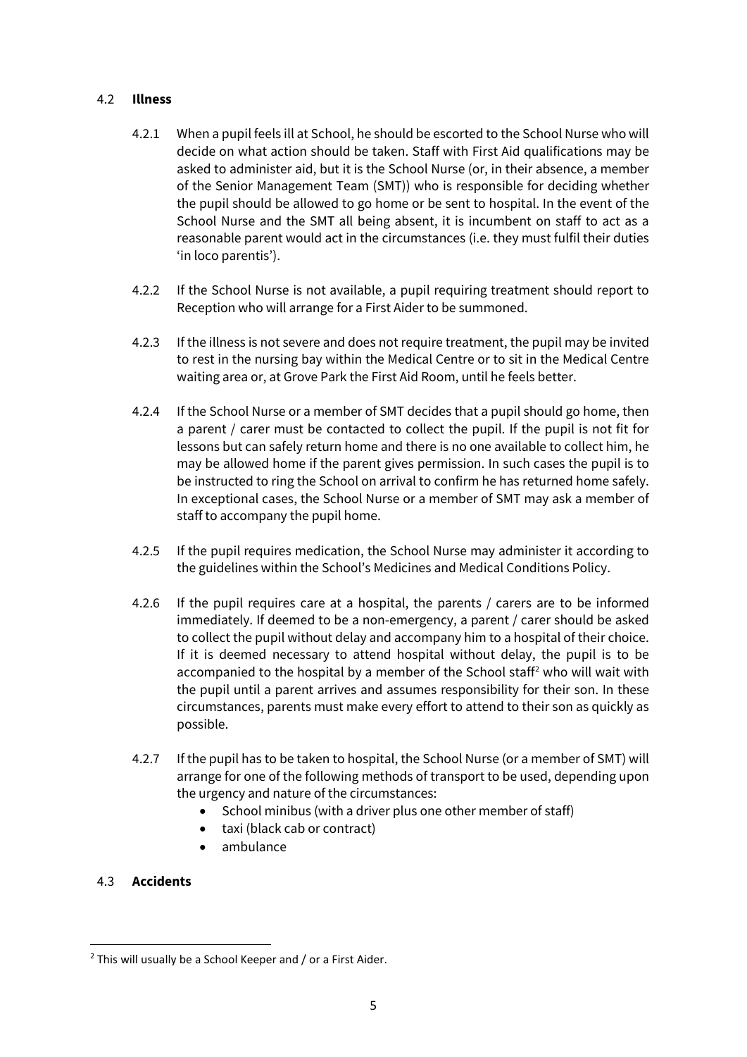### 4.2 Illness

4.2.1 When a pupil feels ill at School, he should be escorted to the School Nurse who will decide on what action should be taken. Staff with First Aid qualifications may be asked to administer aid, but it is the School Nurse (or, in their absence, a member of the Senior Management Team (SMT)) who is responsible for deciding whether the pupil should be allowed to go home or be sent to hospital. In the event of the School Nurse and the SMT all being absent, it is incumbent on staff to act as a reasonable parent would act in the circumstances (i.e. they must fulfil their duties 'in loco parentis').

4.2.2 If the School Nurse is not available, a pupil requiring treatment should report to Reception who will arrange for a First Aider to be summoned.

4.2.3 If the illness is not severe and does not require treatment, the pupil may be invited to rest in the nursing bay within the Medical Centre or to sit in the Medical Centre waiting area or, at Grove Park the First Aid Room, until he feels better.

4.2.4 If the School Nurse or a member of SMT decides that a pupil should go home, then a parent / carer must be contacted to collect the pupil. If the pupil is not fit for lessons but can safely return home and there is no one available to collect him, he may be allowed home if the parent gives permission. In such cases the pupil is to be instructed to ring the School on arrival to confirm he has returned home safely. In exceptional cases, the School Nurse or a member of SMT may ask a member of staff to accompany the pupil home.

4.2.5 If the pupil requires medication, the School Nurse may administer it according to the guidelines within the School's Medicines and Medical Conditions Policy.

4.2.6 If the pupil requires care at a hospital, the parents / carers are to be informed immediately. If deemed to be a non-emergency, a parent / carer should be asked to collect the pupil without delay and accompany him to a hospital of their choice. If it is deemed necessary to attend hospital without delay, the pupil is to be accompanied to the hospital by a member of the School staff[2] who will wait with the pupil until a parent arrives and assumes responsibility for their son. In these circumstances, parents must make every effort to attend to their son as quickly as possible.

4.2.7 If the pupil has to be taken to hospital, the School Nurse (or a member of SMT) will arrange for one of the following methods of transport to be used, depending upon the urgency and nature of the circumstances:

- School minibus (with a driver plus one other member of staff)
- taxi (black cab or contract)
- ambulance

### 4.3 Accidents

[2] This will usually be a School Keeper and / or a First Aider.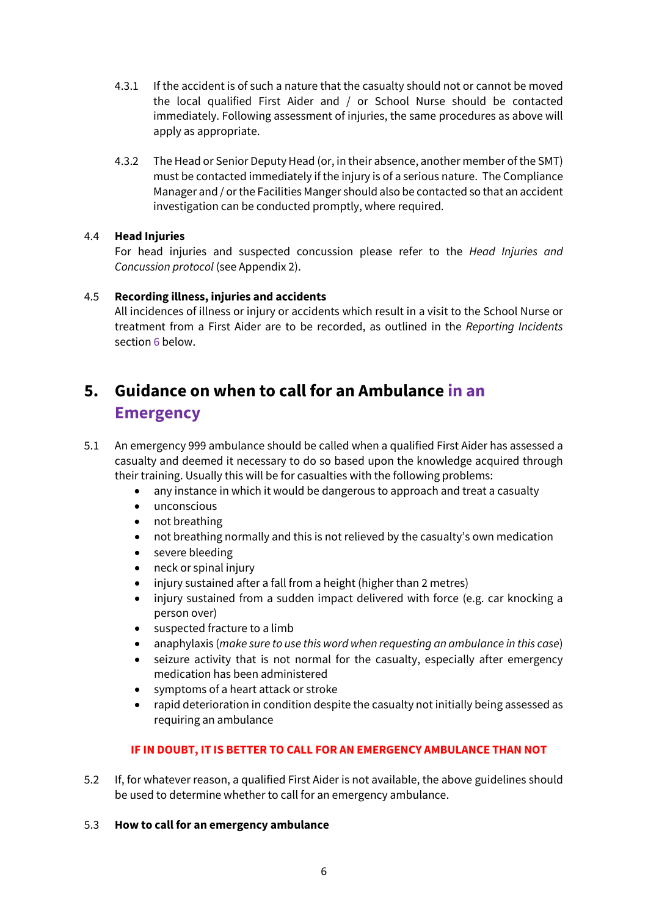4.3.1 If the accident is of such a nature that the casualty should not or cannot be moved the local qualified First Aider and / or School Nurse should be contacted immediately. Following assessment of injuries, the same procedures as above will apply as appropriate.

4.3.2 The Head or Senior Deputy Head (or, in their absence, another member of the SMT) must be contacted immediately if the injury is of a serious nature. The Compliance Manager and / or the Facilities Manger should also be contacted so that an accident investigation can be conducted promptly, where required.

4.4 **Head Injuries**
For head injuries and suspected concussion please refer to the *Head Injuries and Concussion protocol* (see Appendix 2).

4.5 **Recording illness, injuries and accidents**
All incidences of illness or injury or accidents which result in a visit to the School Nurse or treatment from a First Aider are to be recorded, as outlined in the *Reporting Incidents* section 6 below.

## 5. Guidance on when to call for an Ambulance in an Emergency

5.1 An emergency 999 ambulance should be called when a qualified First Aider has assessed a casualty and deemed it necessary to do so based upon the knowledge acquired through their training. Usually this will be for casualties with the following problems:

- any instance in which it would be dangerous to approach and treat a casualty
- unconscious
- not breathing
- not breathing normally and this is not relieved by the casualty's own medication
- severe bleeding
- neck or spinal injury
- injury sustained after a fall from a height (higher than 2 metres)
- injury sustained from a sudden impact delivered with force (e.g. car knocking a person over)
- suspected fracture to a limb
- anaphylaxis (*make sure to use this word when requesting an ambulance in this case*)
- seizure activity that is not normal for the casualty, especially after emergency medication has been administered
- symptoms of a heart attack or stroke
- rapid deterioration in condition despite the casualty not initially being assessed as requiring an ambulance

**IF IN DOUBT, IT IS BETTER TO CALL FOR AN EMERGENCY AMBULANCE THAN NOT**

5.2 If, for whatever reason, a qualified First Aider is not available, the above guidelines should be used to determine whether to call for an emergency ambulance.

5.3 **How to call for an emergency ambulance**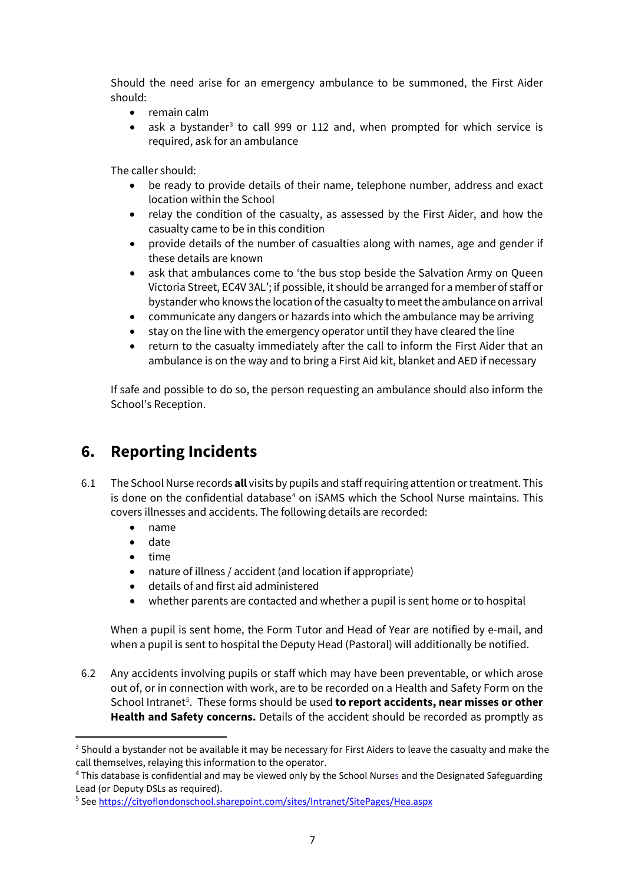Should the need arise for an emergency ambulance to be summoned, the First Aider should:

- remain calm
- ask a bystander[3] to call 999 or 112 and, when prompted for which service is required, ask for an ambulance

The caller should:

- be ready to provide details of their name, telephone number, address and exact location within the School
- relay the condition of the casualty, as assessed by the First Aider, and how the casualty came to be in this condition
- provide details of the number of casualties along with names, age and gender if these details are known
- ask that ambulances come to 'the bus stop beside the Salvation Army on Queen Victoria Street, EC4V 3AL'; if possible, it should be arranged for a member of staff or bystander who knows the location of the casualty to meet the ambulance on arrival
- communicate any dangers or hazards into which the ambulance may be arriving
- stay on the line with the emergency operator until they have cleared the line
- return to the casualty immediately after the call to inform the First Aider that an ambulance is on the way and to bring a First Aid kit, blanket and AED if necessary

If safe and possible to do so, the person requesting an ambulance should also inform the School's Reception.

## 6. Reporting Incidents

6.1 The School Nurse records **all** visits by pupils and staff requiring attention or treatment. This is done on the confidential database[4] on iSAMS which the School Nurse maintains. This covers illnesses and accidents. The following details are recorded:

- name
- date
- time
- nature of illness / accident (and location if appropriate)
- details of and first aid administered
- whether parents are contacted and whether a pupil is sent home or to hospital

When a pupil is sent home, the Form Tutor and Head of Year are notified by e-mail, and when a pupil is sent to hospital the Deputy Head (Pastoral) will additionally be notified.

6.2 Any accidents involving pupils or staff which may have been preventable, or which arose out of, or in connection with work, are to be recorded on a Health and Safety Form on the School Intranet[5]. These forms should be used **to report accidents, near misses or other Health and Safety concerns.** Details of the accident should be recorded as promptly as

---

[3] Should a bystander not be available it may be necessary for First Aiders to leave the casualty and make the call themselves, relaying this information to the operator.

[4] This database is confidential and may be viewed only by the School Nurses and the Designated Safeguarding Lead (or Deputy DSLs as required).

[5] See https://cityoflondonschool.sharepoint.com/sites/Intranet/SitePages/Hea.aspx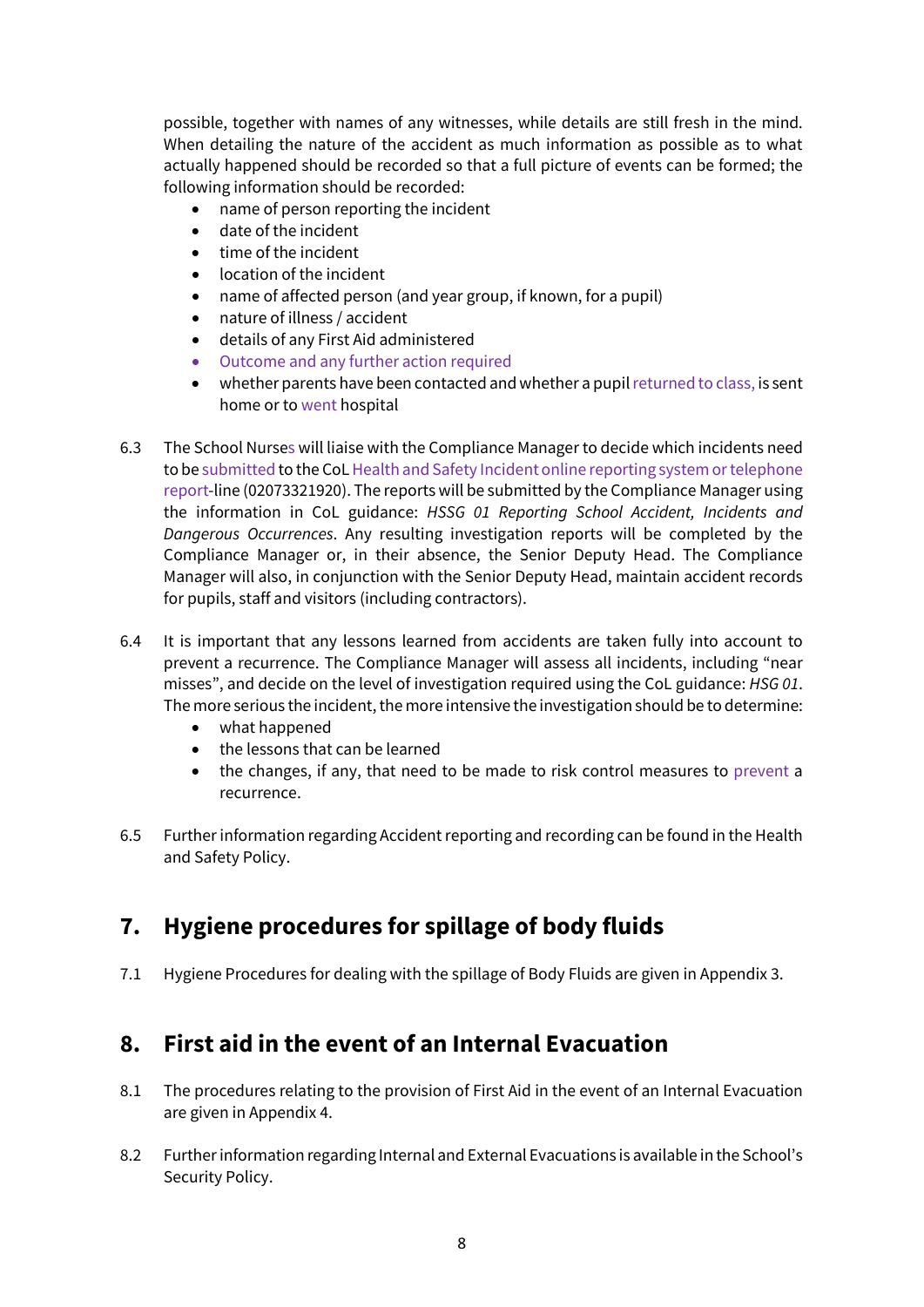possible, together with names of any witnesses, while details are still fresh in the mind. When detailing the nature of the accident as much information as possible as to what actually happened should be recorded so that a full picture of events can be formed; the following information should be recorded:

- name of person reporting the incident
- date of the incident
- time of the incident
- location of the incident
- name of affected person (and year group, if known, for a pupil)
- nature of illness / accident
- details of any First Aid administered
- Outcome and any further action required
- whether parents have been contacted and whether a pupil returned to class, is sent home or to went hospital

6.3 The School Nurses will liaise with the Compliance Manager to decide which incidents need to be submitted to the CoL Health and Safety Incident online reporting system or telephone report-line (02073321920). The reports will be submitted by the Compliance Manager using the information in CoL guidance: *HSSG 01 Reporting School Accident, Incidents and Dangerous Occurrences*. Any resulting investigation reports will be completed by the Compliance Manager or, in their absence, the Senior Deputy Head. The Compliance Manager will also, in conjunction with the Senior Deputy Head, maintain accident records for pupils, staff and visitors (including contractors).

6.4 It is important that any lessons learned from accidents are taken fully into account to prevent a recurrence. The Compliance Manager will assess all incidents, including “near misses”, and decide on the level of investigation required using the CoL guidance: *HSG 01*. The more serious the incident, the more intensive the investigation should be to determine:

- what happened
- the lessons that can be learned
- the changes, if any, that need to be made to risk control measures to prevent a recurrence.

6.5 Further information regarding Accident reporting and recording can be found in the Health and Safety Policy.

## 7. Hygiene procedures for spillage of body fluids

7.1 Hygiene Procedures for dealing with the spillage of Body Fluids are given in Appendix 3.

## 8. First aid in the event of an Internal Evacuation

8.1 The procedures relating to the provision of First Aid in the event of an Internal Evacuation are given in Appendix 4.

8.2 Further information regarding Internal and External Evacuations is available in the School’s Security Policy.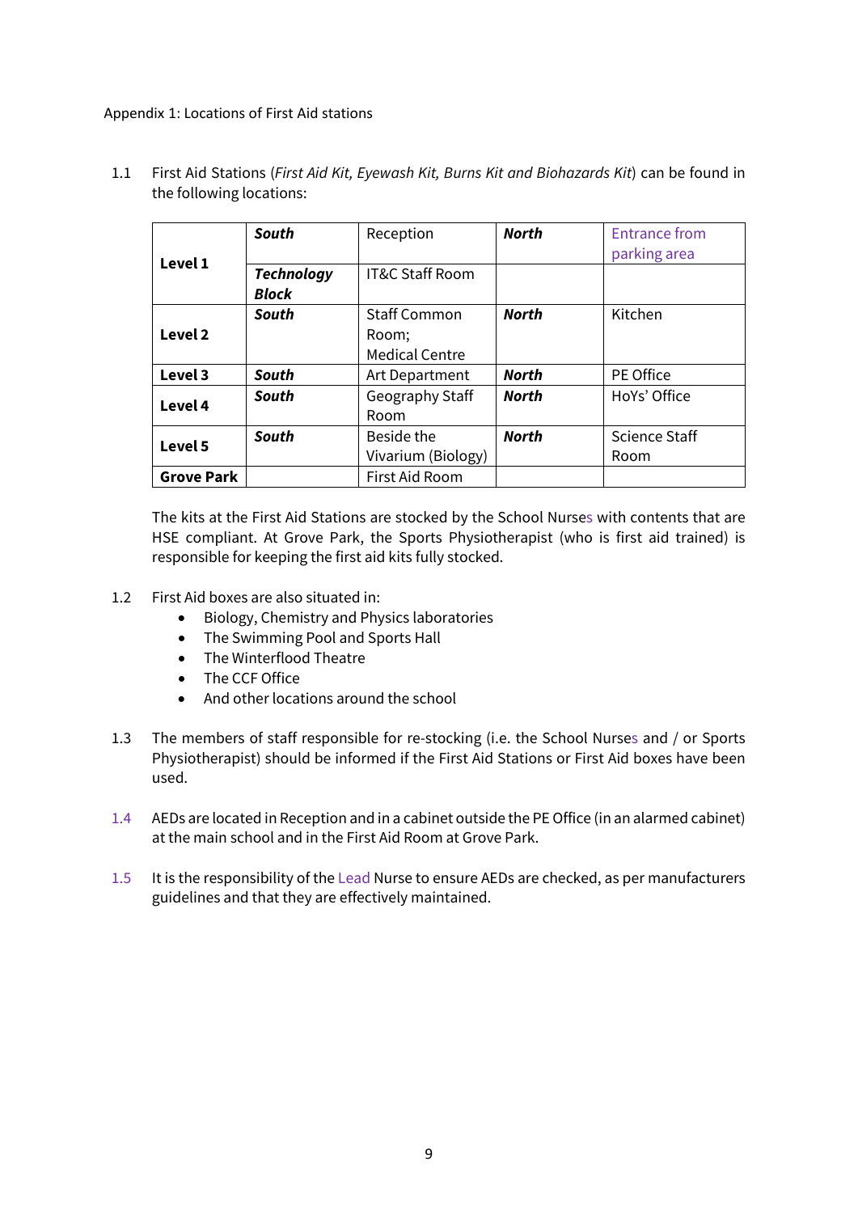Appendix 1: Locations of First Aid stations

1.1 First Aid Stations (*First Aid Kit, Eyewash Kit, Burns Kit and Biohazards Kit*) can be found in the following locations:

| | | | | |
|---|---|---|---|---|
| **Level 1** | ***South*** | Reception | ***North*** | Entrance from parking area |
| | ***Technology Block*** | IT&C Staff Room | | |
| **Level 2** | ***South*** | Staff Common Room; Medical Centre | ***North*** | Kitchen |
| **Level 3** | ***South*** | Art Department | ***North*** | PE Office |
| **Level 4** | ***South*** | Geography Staff Room | ***North*** | HoYs' Office |
| **Level 5** | ***South*** | Beside the Vivarium (Biology) | ***North*** | Science Staff Room |
| **Grove Park** | | First Aid Room | | |

The kits at the First Aid Stations are stocked by the School Nurses with contents that are HSE compliant. At Grove Park, the Sports Physiotherapist (who is first aid trained) is responsible for keeping the first aid kits fully stocked.

1.2 First Aid boxes are also situated in:

- Biology, Chemistry and Physics laboratories
- The Swimming Pool and Sports Hall
- The Winterflood Theatre
- The CCF Office
- And other locations around the school

1.3 The members of staff responsible for re-stocking (i.e. the School Nurses and / or Sports Physiotherapist) should be informed if the First Aid Stations or First Aid boxes have been used.

1.4 AEDs are located in Reception and in a cabinet outside the PE Office (in an alarmed cabinet) at the main school and in the First Aid Room at Grove Park.

1.5 It is the responsibility of the Lead Nurse to ensure AEDs are checked, as per manufacturers guidelines and that they are effectively maintained.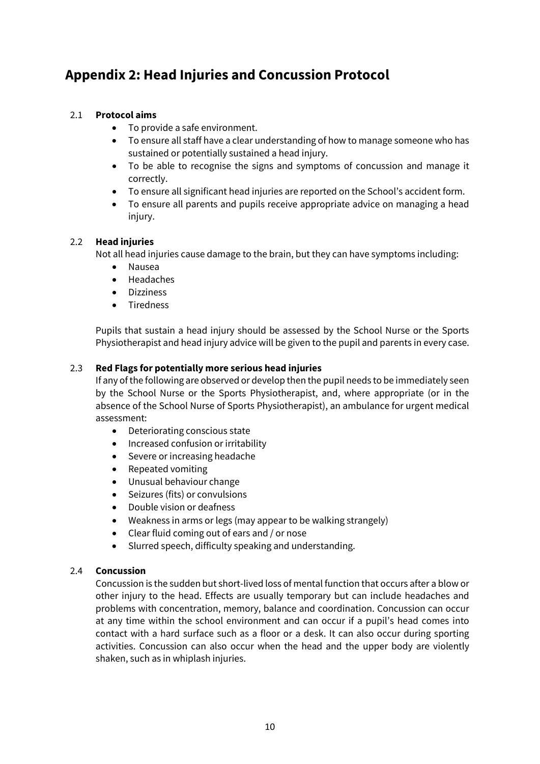# Appendix 2: Head Injuries and Concussion Protocol

2.1 **Protocol aims**

- To provide a safe environment.
- To ensure all staff have a clear understanding of how to manage someone who has sustained or potentially sustained a head injury.
- To be able to recognise the signs and symptoms of concussion and manage it correctly.
- To ensure all significant head injuries are reported on the School's accident form.
- To ensure all parents and pupils receive appropriate advice on managing a head injury.

2.2 **Head injuries**

Not all head injuries cause damage to the brain, but they can have symptoms including:

- Nausea
- Headaches
- Dizziness
- Tiredness

Pupils that sustain a head injury should be assessed by the School Nurse or the Sports Physiotherapist and head injury advice will be given to the pupil and parents in every case.

2.3 **Red Flags for potentially more serious head injuries**

If any of the following are observed or develop then the pupil needs to be immediately seen by the School Nurse or the Sports Physiotherapist, and, where appropriate (or in the absence of the School Nurse of Sports Physiotherapist), an ambulance for urgent medical assessment:

- Deteriorating conscious state
- Increased confusion or irritability
- Severe or increasing headache
- Repeated vomiting
- Unusual behaviour change
- Seizures (fits) or convulsions
- Double vision or deafness
- Weakness in arms or legs (may appear to be walking strangely)
- Clear fluid coming out of ears and / or nose
- Slurred speech, difficulty speaking and understanding.

2.4 **Concussion**

Concussion is the sudden but short-lived loss of mental function that occurs after a blow or other injury to the head. Effects are usually temporary but can include headaches and problems with concentration, memory, balance and coordination. Concussion can occur at any time within the school environment and can occur if a pupil's head comes into contact with a hard surface such as a floor or a desk. It can also occur during sporting activities. Concussion can also occur when the head and the upper body are violently shaken, such as in whiplash injuries.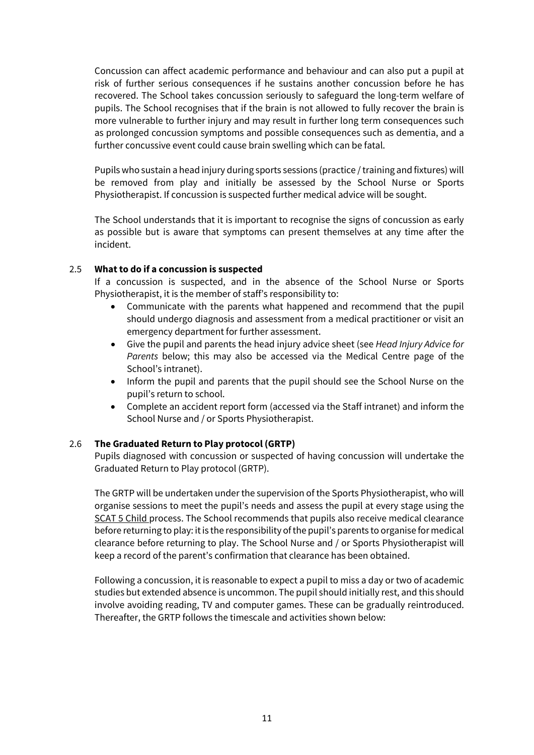Concussion can affect academic performance and behaviour and can also put a pupil at risk of further serious consequences if he sustains another concussion before he has recovered. The School takes concussion seriously to safeguard the long-term welfare of pupils. The School recognises that if the brain is not allowed to fully recover the brain is more vulnerable to further injury and may result in further long term consequences such as prolonged concussion symptoms and possible consequences such as dementia, and a further concussive event could cause brain swelling which can be fatal.

Pupils who sustain a head injury during sports sessions (practice / training and fixtures) will be removed from play and initially be assessed by the School Nurse or Sports Physiotherapist. If concussion is suspected further medical advice will be sought.

The School understands that it is important to recognise the signs of concussion as early as possible but is aware that symptoms can present themselves at any time after the incident.

### 2.5 What to do if a concussion is suspected

If a concussion is suspected, and in the absence of the School Nurse or Sports Physiotherapist, it is the member of staff's responsibility to:

- Communicate with the parents what happened and recommend that the pupil should undergo diagnosis and assessment from a medical practitioner or visit an emergency department for further assessment.
- Give the pupil and parents the head injury advice sheet (see *Head Injury Advice for Parents* below; this may also be accessed via the Medical Centre page of the School's intranet).
- Inform the pupil and parents that the pupil should see the School Nurse on the pupil's return to school.
- Complete an accident report form (accessed via the Staff intranet) and inform the School Nurse and / or Sports Physiotherapist.

### 2.6 The Graduated Return to Play protocol (GRTP)

Pupils diagnosed with concussion or suspected of having concussion will undertake the Graduated Return to Play protocol (GRTP).

The GRTP will be undertaken under the supervision of the Sports Physiotherapist, who will organise sessions to meet the pupil's needs and assess the pupil at every stage using the SCAT 5 Child process. The School recommends that pupils also receive medical clearance before returning to play: it is the responsibility of the pupil's parents to organise for medical clearance before returning to play. The School Nurse and / or Sports Physiotherapist will keep a record of the parent's confirmation that clearance has been obtained.

Following a concussion, it is reasonable to expect a pupil to miss a day or two of academic studies but extended absence is uncommon. The pupil should initially rest, and this should involve avoiding reading, TV and computer games. These can be gradually reintroduced. Thereafter, the GRTP follows the timescale and activities shown below: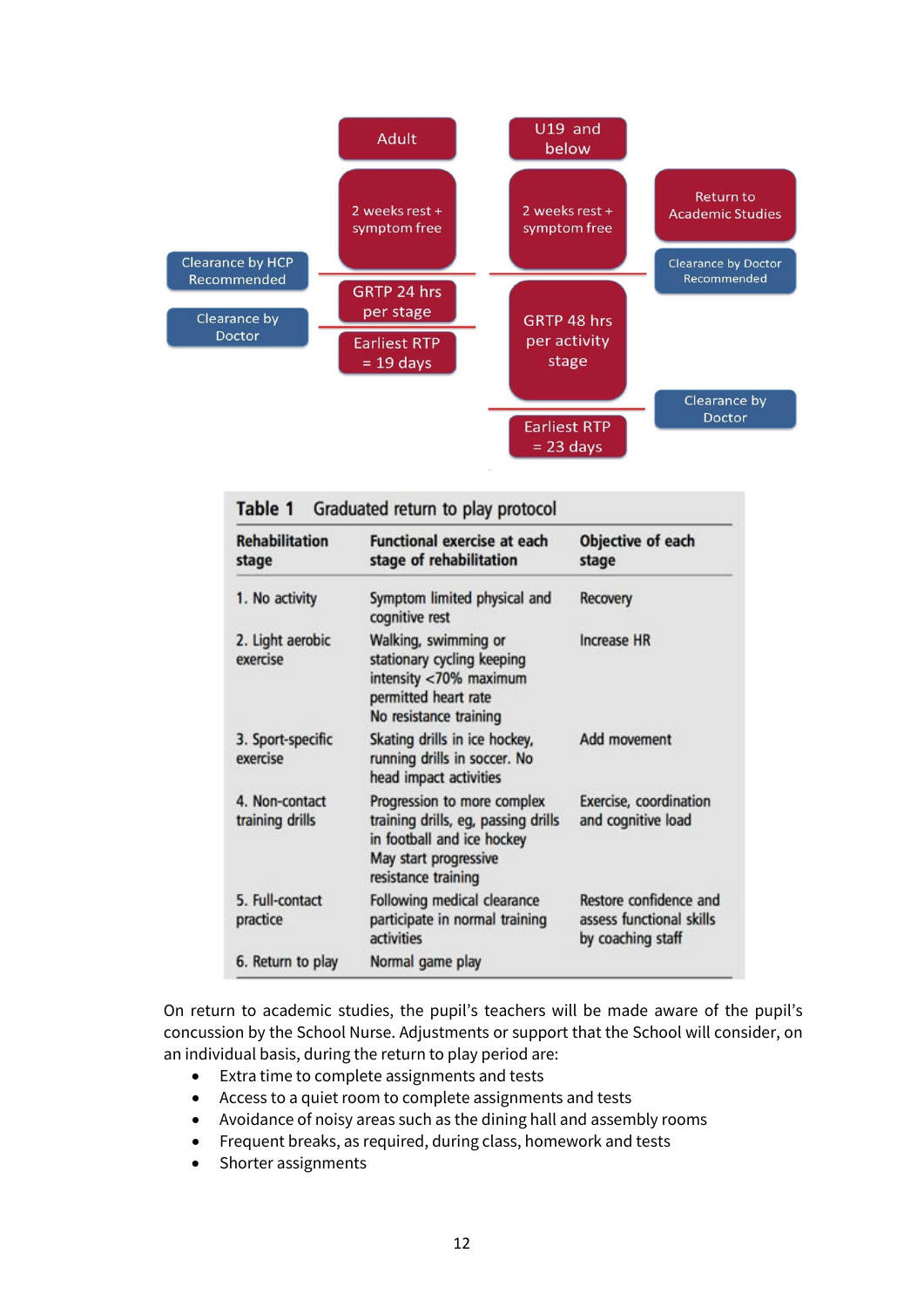| | Adult | U19 and below | |
|---|---|---|---|
| | 2 weeks rest + symptom free | 2 weeks rest + symptom free | Return to Academic Studies |
| Clearance by HCP Recommended | GRTP 24 hrs per stage | GRTP 48 hrs per activity stage | Clearance by Doctor Recommended |
| Clearance by Doctor | Earliest RTP = 19 days | | |
| | | Earliest RTP = 23 days | Clearance by Doctor |

**Table 1** Graduated return to play protocol

| Rehabilitation stage | Functional exercise at each stage of rehabilitation | Objective of each stage |
|---|---|---|
| 1. No activity | Symptom limited physical and cognitive rest | Recovery |
| 2. Light aerobic exercise | Walking, swimming or stationary cycling keeping intensity <70% maximum permitted heart rate<br>No resistance training | Increase HR |
| 3. Sport-specific exercise | Skating drills in ice hockey, running drills in soccer. No head impact activities | Add movement |
| 4. Non-contact training drills | Progression to more complex training drills, eg, passing drills in football and ice hockey<br>May start progressive resistance training | Exercise, coordination and cognitive load |
| 5. Full-contact practice | Following medical clearance participate in normal training activities | Restore confidence and assess functional skills by coaching staff |
| 6. Return to play | Normal game play | |

On return to academic studies, the pupil's teachers will be made aware of the pupil's concussion by the School Nurse. Adjustments or support that the School will consider, on an individual basis, during the return to play period are:

- Extra time to complete assignments and tests
- Access to a quiet room to complete assignments and tests
- Avoidance of noisy areas such as the dining hall and assembly rooms
- Frequent breaks, as required, during class, homework and tests
- Shorter assignments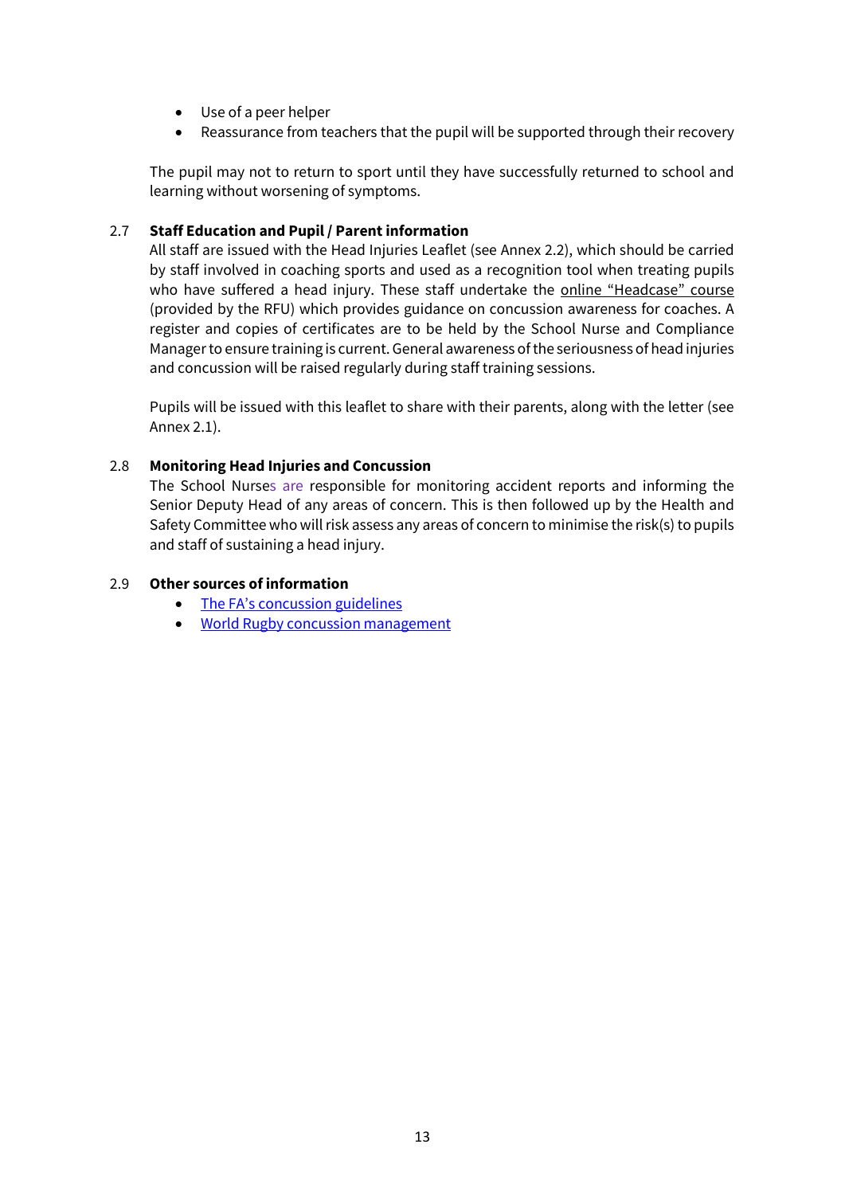- Use of a peer helper
- Reassurance from teachers that the pupil will be supported through their recovery

The pupil may not to return to sport until they have successfully returned to school and learning without worsening of symptoms.

### 2.7 Staff Education and Pupil / Parent information

All staff are issued with the Head Injuries Leaflet (see Annex 2.2), which should be carried by staff involved in coaching sports and used as a recognition tool when treating pupils who have suffered a head injury. These staff undertake the online "Headcase" course (provided by the RFU) which provides guidance on concussion awareness for coaches. A register and copies of certificates are to be held by the School Nurse and Compliance Manager to ensure training is current. General awareness of the seriousness of head injuries and concussion will be raised regularly during staff training sessions.

Pupils will be issued with this leaflet to share with their parents, along with the letter (see Annex 2.1).

### 2.8 Monitoring Head Injuries and Concussion

The School Nurses are responsible for monitoring accident reports and informing the Senior Deputy Head of any areas of concern. This is then followed up by the Health and Safety Committee who will risk assess any areas of concern to minimise the risk(s) to pupils and staff of sustaining a head injury.

### 2.9 Other sources of information

- The FA's concussion guidelines
- World Rugby concussion management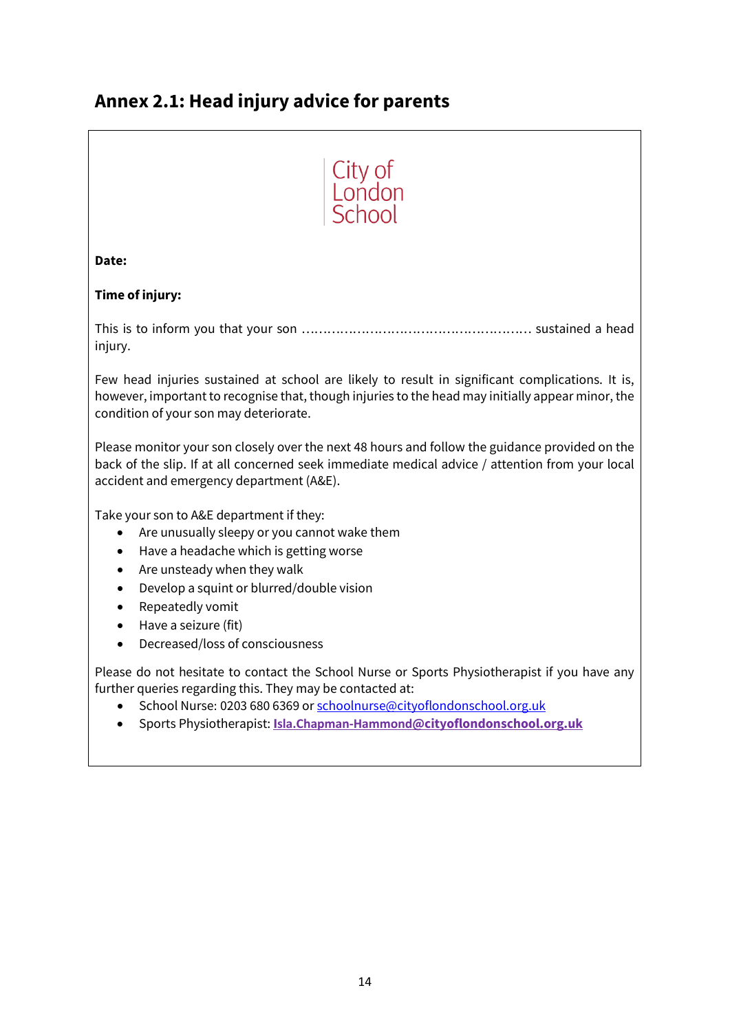## Annex 2.1: Head injury advice for parents

City of London School

**Date:**

**Time of injury:**

This is to inform you that your son ………………………………………………… sustained a head injury.

Few head injuries sustained at school are likely to result in significant complications. It is, however, important to recognise that, though injuries to the head may initially appear minor, the condition of your son may deteriorate.

Please monitor your son closely over the next 48 hours and follow the guidance provided on the back of the slip. If at all concerned seek immediate medical advice / attention from your local accident and emergency department (A&E).

Take your son to A&E department if they:

- Are unusually sleepy or you cannot wake them
- Have a headache which is getting worse
- Are unsteady when they walk
- Develop a squint or blurred/double vision
- Repeatedly vomit
- Have a seizure (fit)
- Decreased/loss of consciousness

Please do not hesitate to contact the School Nurse or Sports Physiotherapist if you have any further queries regarding this. They may be contacted at:

- School Nurse: 0203 680 6369 or schoolnurse@cityoflondonschool.org.uk
- Sports Physiotherapist: **Isla.Chapman-Hammond@cityoflondonschool.org.uk**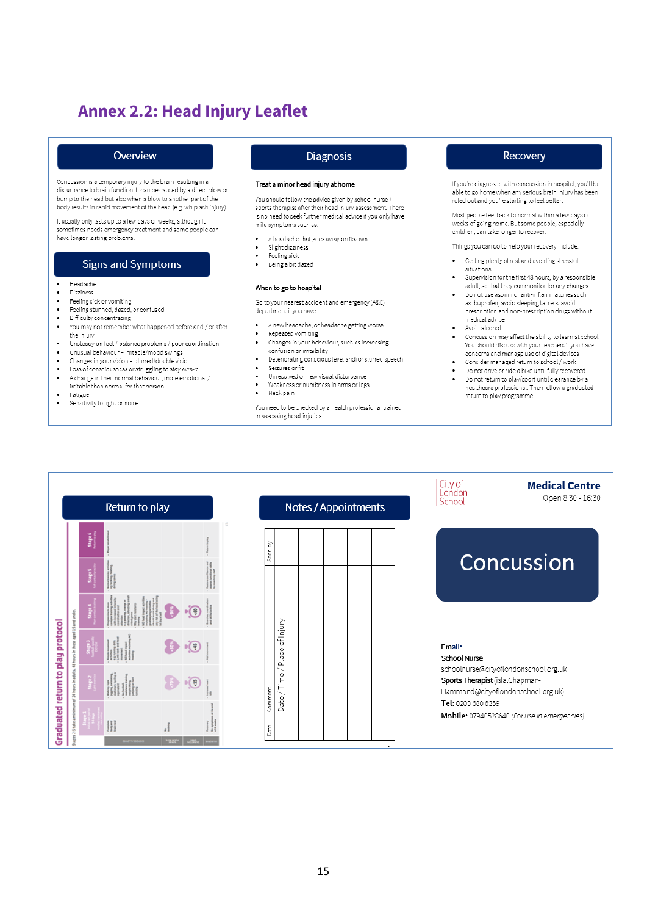# Annex 2.2: Head Injury Leaflet

## Overview

Concussion is a temporary injury to the brain resulting in a disturbance to brain function. It can be caused by a direct blow or bump to the head but also when a blow to another part of the body results in rapid movement of the head (e.g. whiplash injury).

It usually only lasts up to a few days or weeks, although it sometimes needs emergency treatment and some people can have longer-lasting problems.

## Signs and Symptoms

- Headache
- Dizziness
- Feeling sick or vomiting
- Feeling stunned, dazed, or confused
- Difficulty concentrating
- You may not remember what happened before and / or after the injury
- Unsteady on feet / balance problems / poor coordination
- Unusual behaviour – irritable/mood swings
- Changes in your vision – blurred/double vision
- Loss of consciousness or struggling to stay awake
- A change in their normal behaviour, more emotional / irritable than normal for that person
- Fatigue
- Sensitivity to light or noise

## Diagnosis

**Treat a minor head injury at home**

You should follow the advice given by school nurse / sports therapist after their head injury assessment. There is no need to seek further medical advice if you only have mild symptoms such as:

- A headache that goes away on its own
- Slight dizziness
- Feeling sick
- Being a bit dazed

**When to go to hospital**

Go to your nearest accident and emergency (A&E) department if you have:

- A new headache, or headache getting worse
- Repeated vomiting
- Changes in your behaviour, such as increasing confusion or irritability
- Deteriorating conscious level and/or slurred speech
- Seizures or fit
- Unresolved or new visual disturbance
- Weakness or numbness in arms or legs
- Neck pain

You need to be checked by a health professional trained in assessing head injuries.

## Recovery

If you're diagnosed with concussion in hospital, you'll be able to go home when any serious brain injury has been ruled out and you're starting to feel better.

Most people feel back to normal within a few days or weeks of going home. But some people, especially children, can take longer to recover.

Things you can do to help your recovery include:

- Getting plenty of rest and avoiding stressful situations
- Supervision for the first 48 hours, by a responsible adult, so that they can monitor for any changes
- Do not use aspirin or anti-inflammatories such as ibuprofen, avoid sleeping tablets, avoid prescription and non-prescription drugs without medical advice
- Avoid alcohol
- Concussion may affect the ability to learn at school. You should discuss with your teachers if you have concerns and manage use of digital devices
- Consider managed return to school / work
- Do not drive or ride a bike until fully recovered
- Do not return to play/sport until clearance by a healthcare professional. Then follow a graduated return to play programme

## Return to play

Graduated return to play protocol

## Notes / Appointments

| Date | Date / Time / Place of Injury | Comment | Seen by |
|---|---|---|---|
| | | | |
| | | | |
| | | | |
| | | | |
| | | | |

City of London School

**Medical Centre**

Open 8:30 - 16:30

# Concussion

**Email:**

**School Nurse**

schoolnurse@cityoflondonschool.org.uk

**Sports Therapist** (isla.Chapman-Hammond@cityoflondonschool.org.uk)

**Tel:** 0203 680 6369

**Mobile:** 07940528640 *(For use in emergencies)*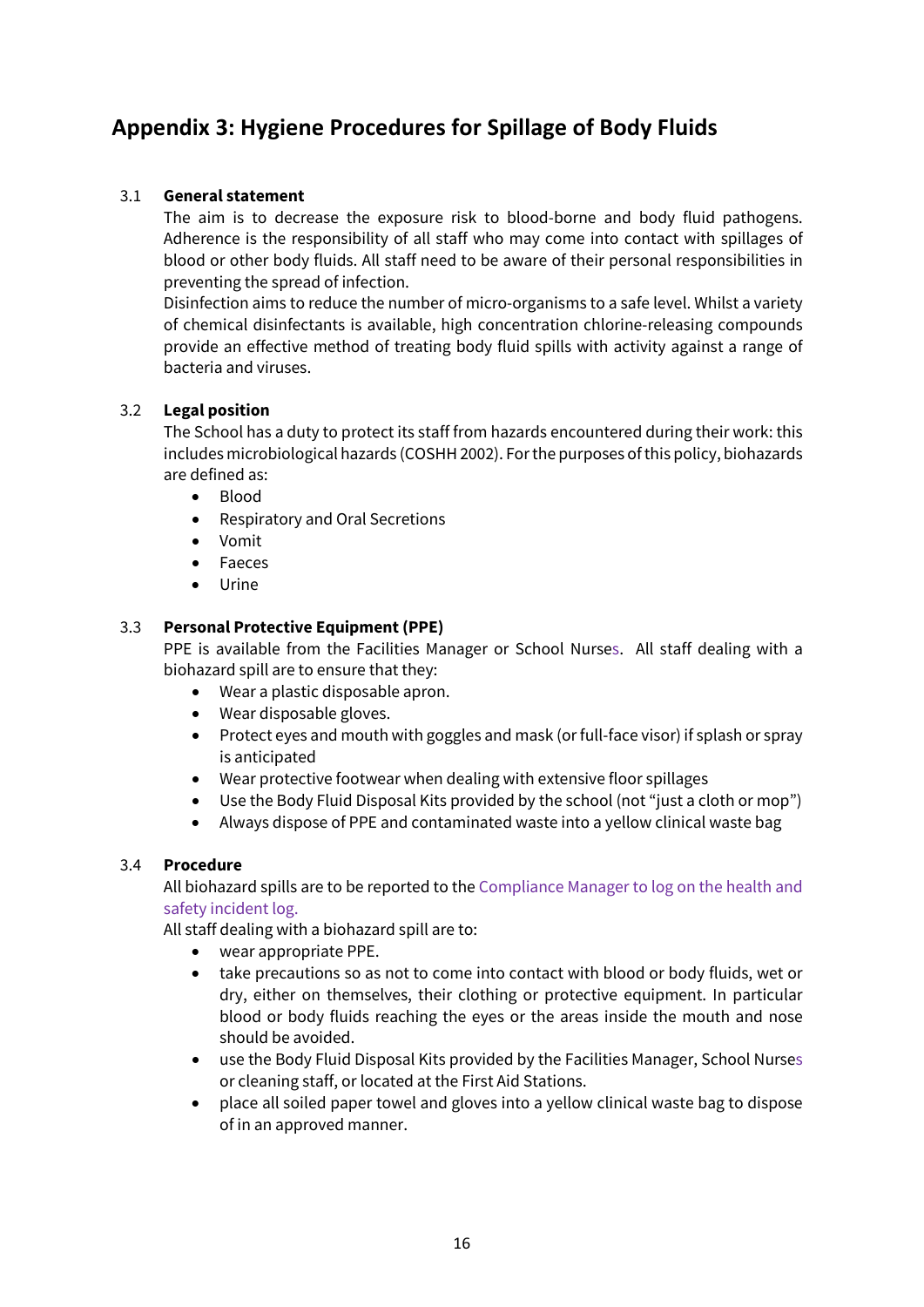## Appendix 3: Hygiene Procedures for Spillage of Body Fluids

3.1 **General statement**

The aim is to decrease the exposure risk to blood-borne and body fluid pathogens. Adherence is the responsibility of all staff who may come into contact with spillages of blood or other body fluids. All staff need to be aware of their personal responsibilities in preventing the spread of infection.

Disinfection aims to reduce the number of micro-organisms to a safe level. Whilst a variety of chemical disinfectants is available, high concentration chlorine-releasing compounds provide an effective method of treating body fluid spills with activity against a range of bacteria and viruses.

3.2 **Legal position**

The School has a duty to protect its staff from hazards encountered during their work: this includes microbiological hazards (COSHH 2002). For the purposes of this policy, biohazards are defined as:

- Blood
- Respiratory and Oral Secretions
- Vomit
- Faeces
- Urine

3.3 **Personal Protective Equipment (PPE)**

PPE is available from the Facilities Manager or School Nurses. All staff dealing with a biohazard spill are to ensure that they:

- Wear a plastic disposable apron.
- Wear disposable gloves.
- Protect eyes and mouth with goggles and mask (or full-face visor) if splash or spray is anticipated
- Wear protective footwear when dealing with extensive floor spillages
- Use the Body Fluid Disposal Kits provided by the school (not "just a cloth or mop")
- Always dispose of PPE and contaminated waste into a yellow clinical waste bag

3.4 **Procedure**

All biohazard spills are to be reported to the Compliance Manager to log on the health and safety incident log.

All staff dealing with a biohazard spill are to:

- wear appropriate PPE.
- take precautions so as not to come into contact with blood or body fluids, wet or dry, either on themselves, their clothing or protective equipment. In particular blood or body fluids reaching the eyes or the areas inside the mouth and nose should be avoided.
- use the Body Fluid Disposal Kits provided by the Facilities Manager, School Nurses or cleaning staff, or located at the First Aid Stations.
- place all soiled paper towel and gloves into a yellow clinical waste bag to dispose of in an approved manner.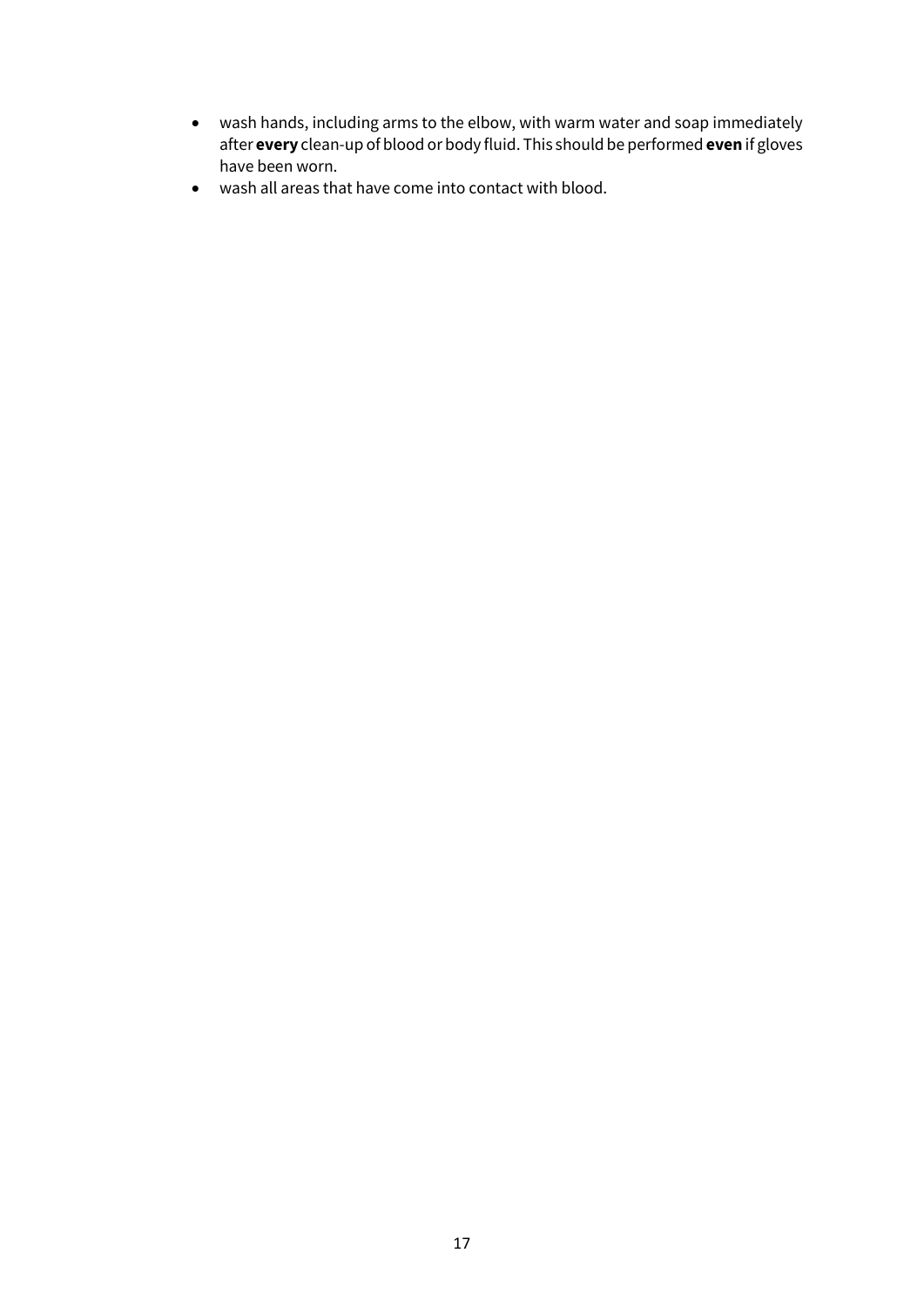- wash hands, including arms to the elbow, with warm water and soap immediately after **every** clean-up of blood or body fluid. This should be performed **even** if gloves have been worn.
- wash all areas that have come into contact with blood.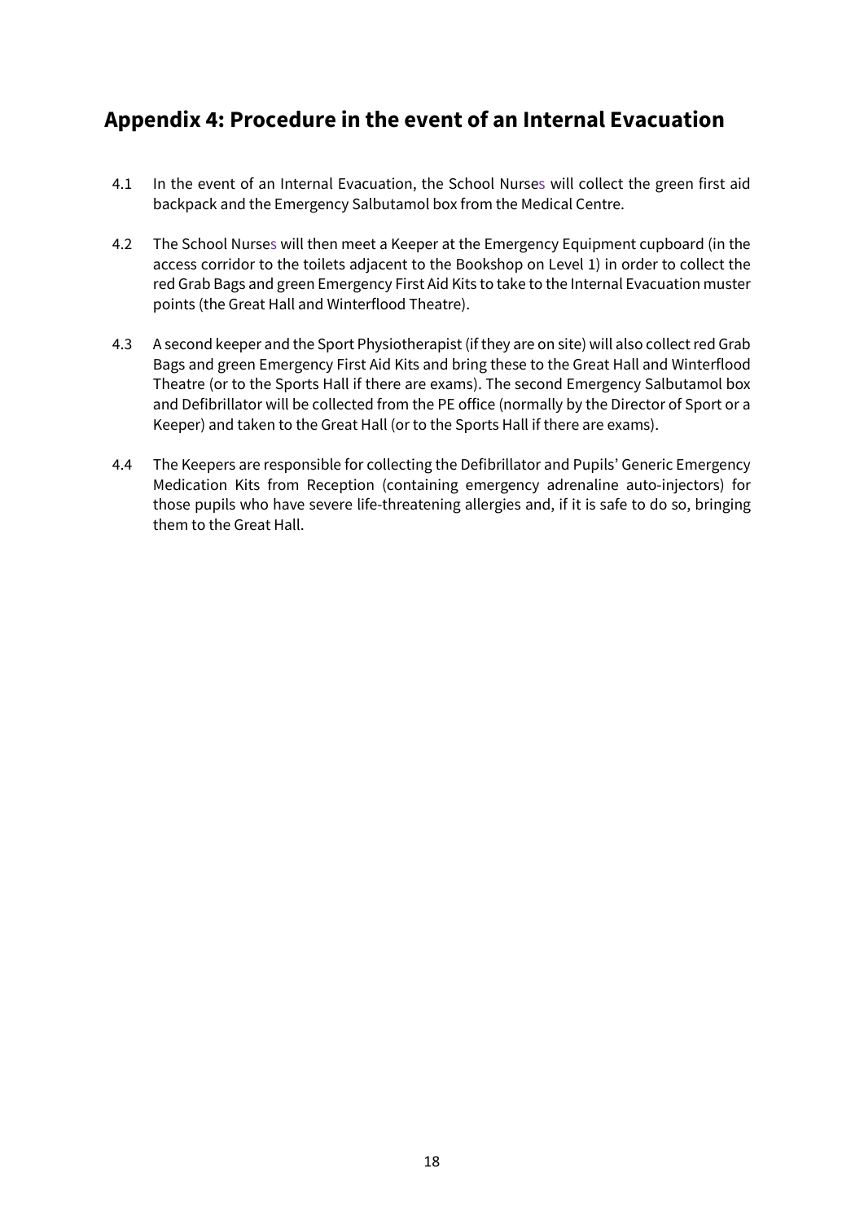## Appendix 4: Procedure in the event of an Internal Evacuation

4.1 In the event of an Internal Evacuation, the School Nurses will collect the green first aid backpack and the Emergency Salbutamol box from the Medical Centre.

4.2 The School Nurses will then meet a Keeper at the Emergency Equipment cupboard (in the access corridor to the toilets adjacent to the Bookshop on Level 1) in order to collect the red Grab Bags and green Emergency First Aid Kits to take to the Internal Evacuation muster points (the Great Hall and Winterflood Theatre).

4.3 A second keeper and the Sport Physiotherapist (if they are on site) will also collect red Grab Bags and green Emergency First Aid Kits and bring these to the Great Hall and Winterflood Theatre (or to the Sports Hall if there are exams). The second Emergency Salbutamol box and Defibrillator will be collected from the PE office (normally by the Director of Sport or a Keeper) and taken to the Great Hall (or to the Sports Hall if there are exams).

4.4 The Keepers are responsible for collecting the Defibrillator and Pupils' Generic Emergency Medication Kits from Reception (containing emergency adrenaline auto-injectors) for those pupils who have severe life-threatening allergies and, if it is safe to do so, bringing them to the Great Hall.